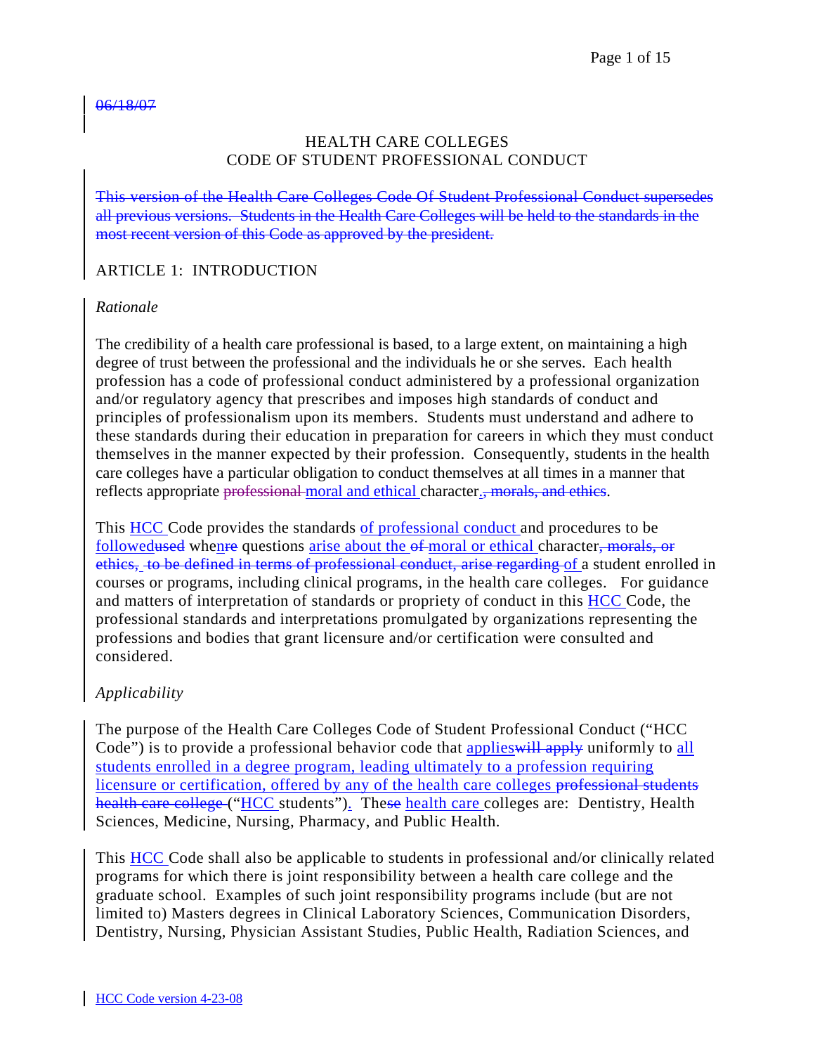~~06/18/07~~

# HEALTH CARE COLLEGES
# CODE OF STUDENT PROFESSIONAL CONDUCT

~~This version of the Health Care Colleges Code Of Student Professional Conduct supersedes all previous versions. Students in the Health Care Colleges will be held to the standards in the most recent version of this Code as approved by the president.~~

## ARTICLE 1: INTRODUCTION

*Rationale*

The credibility of a health care professional is based, to a large extent, on maintaining a high degree of trust between the professional and the individuals he or she serves. Each health profession has a code of professional conduct administered by a professional organization and/or regulatory agency that prescribes and imposes high standards of conduct and principles of professionalism upon its members. Students must understand and adhere to these standards during their education in preparation for careers in which they must conduct themselves in the manner expected by their profession. Consequently, students in the health care colleges have a particular obligation to conduct themselves at all times in a manner that reflects appropriate ~~professional~~ moral and ethical character~~., morals, and ethics~~.

This HCC Code provides the standards of professional conduct and procedures to be followed~~used~~ when~~re~~ questions arise about the ~~of~~ moral or ethical character~~, morals, or ethics, to be defined in terms of professional conduct, arise regarding~~ of a student enrolled in courses or programs, including clinical programs, in the health care colleges. For guidance and matters of interpretation of standards or propriety of conduct in this HCC Code, the professional standards and interpretations promulgated by organizations representing the professions and bodies that grant licensure and/or certification were consulted and considered.

*Applicability*

The purpose of the Health Care Colleges Code of Student Professional Conduct (“HCC Code”) is to provide a professional behavior code that applies~~will apply~~ uniformly to all students enrolled in a degree program, leading ultimately to a profession requiring licensure or certification, offered by any of the health care colleges ~~professional students health care college~~ (“HCC students”). The~~se~~ health care colleges are: Dentistry, Health Sciences, Medicine, Nursing, Pharmacy, and Public Health.

This HCC Code shall also be applicable to students in professional and/or clinically related programs for which there is joint responsibility between a health care college and the graduate school. Examples of such joint responsibility programs include (but are not limited to) Masters degrees in Clinical Laboratory Sciences, Communication Disorders, Dentistry, Nursing, Physician Assistant Studies, Public Health, Radiation Sciences, and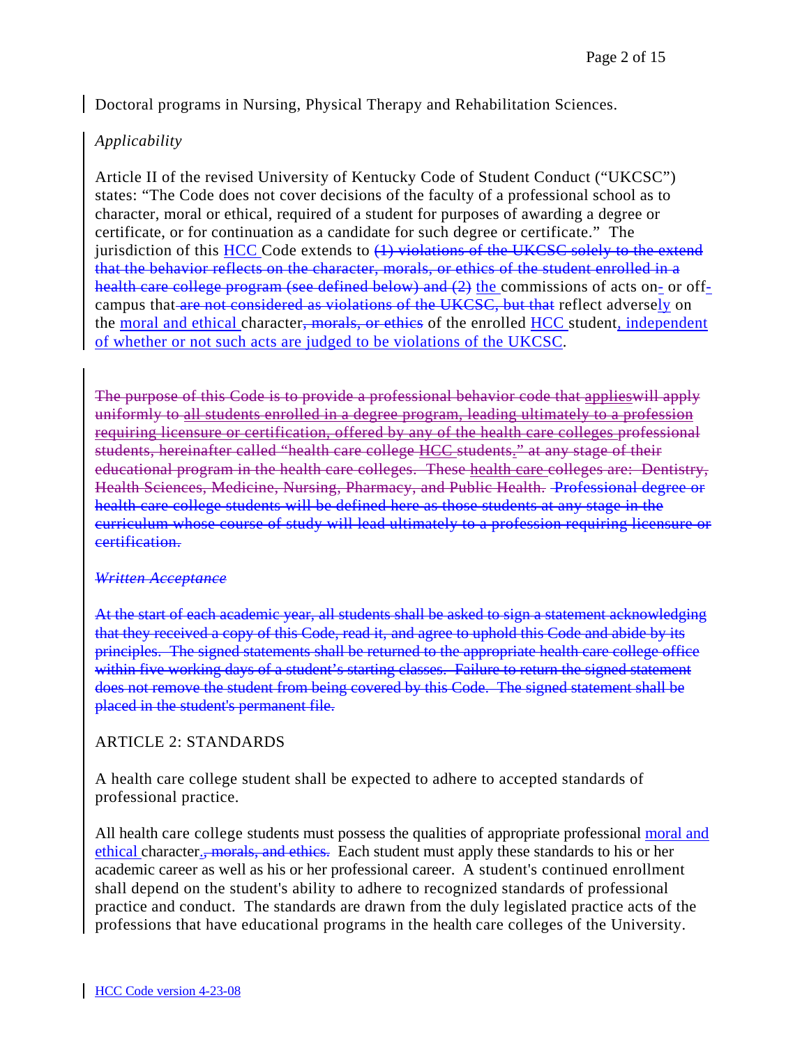Doctoral programs in Nursing, Physical Therapy and Rehabilitation Sciences.

*Applicability*

Article II of the revised University of Kentucky Code of Student Conduct ("UKCSC") states: "The Code does not cover decisions of the faculty of a professional school as to character, moral or ethical, required of a student for purposes of awarding a degree or certificate, or for continuation as a candidate for such degree or certificate." The jurisdiction of this HCC Code extends to ~~(1) violations of the UKCSC solely to the extend that the behavior reflects on the character, morals, or ethics of the student enrolled in a health care college program (see defined below) and (2)~~ the commissions of acts on- or off-campus that ~~are not considered as violations of the UKCSC, but that~~ reflect adversely on the moral and ethical character~~, morals, or ethics~~ of the enrolled HCC student, independent of whether or not such acts are judged to be violations of the UKCSC.

~~The purpose of this Code is to provide a professional behavior code that applieswill apply uniformly to all students enrolled in a degree program, leading ultimately to a profession requiring licensure or certification, offered by any of the health care colleges professional students, hereinafter called "health care college HCC students." at any stage of their educational program in the health care colleges. These health care colleges are: Dentistry, Health Sciences, Medicine, Nursing, Pharmacy, and Public Health. Professional degree or health care college students will be defined here as those students at any stage in the curriculum whose course of study will lead ultimately to a profession requiring licensure or certification.~~

~~*Written Acceptance*~~

~~At the start of each academic year, all students shall be asked to sign a statement acknowledging that they received a copy of this Code, read it, and agree to uphold this Code and abide by its principles. The signed statements shall be returned to the appropriate health care college office within five working days of a student's starting classes. Failure to return the signed statement does not remove the student from being covered by this Code. The signed statement shall be placed in the student's permanent file.~~

## ARTICLE 2: STANDARDS

A health care college student shall be expected to adhere to accepted standards of professional practice.

All health care college students must possess the qualities of appropriate professional moral and ethical character.~~, morals, and ethics.~~ Each student must apply these standards to his or her academic career as well as his or her professional career. A student's continued enrollment shall depend on the student's ability to adhere to recognized standards of professional practice and conduct. The standards are drawn from the duly legislated practice acts of the professions that have educational programs in the health care colleges of the University.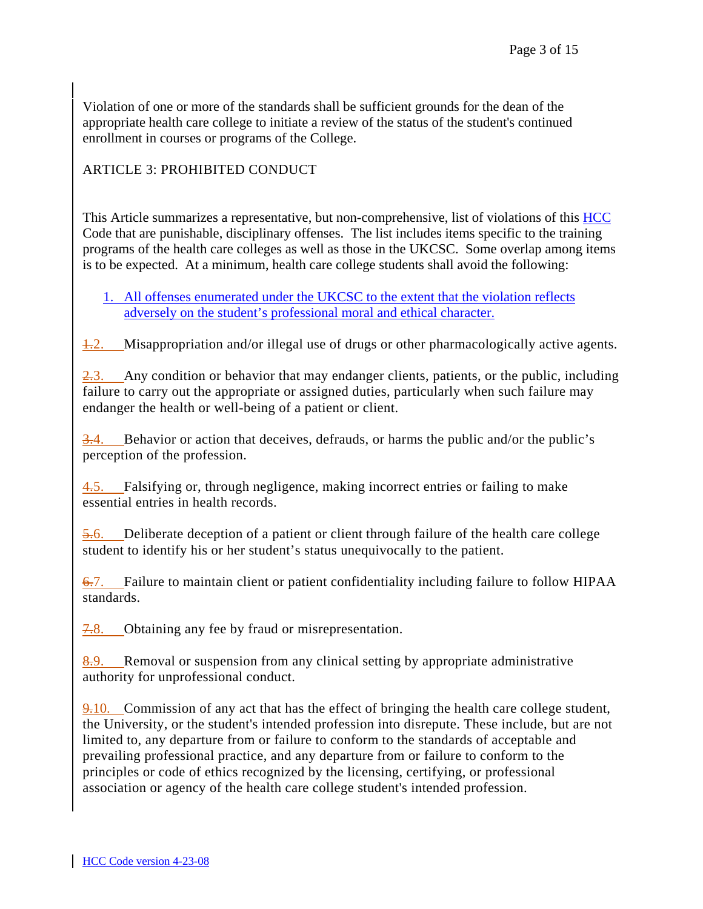Violation of one or more of the standards shall be sufficient grounds for the dean of the appropriate health care college to initiate a review of the status of the student's continued enrollment in courses or programs of the College.

## ARTICLE 3: PROHIBITED CONDUCT

This Article summarizes a representative, but non-comprehensive, list of violations of this HCC Code that are punishable, disciplinary offenses. The list includes items specific to the training programs of the health care colleges as well as those in the UKCSC. Some overlap among items is to be expected. At a minimum, health care college students shall avoid the following:

1. All offenses enumerated under the UKCSC to the extent that the violation reflects adversely on the student's professional moral and ethical character.

2. Misappropriation and/or illegal use of drugs or other pharmacologically active agents.

3. Any condition or behavior that may endanger clients, patients, or the public, including failure to carry out the appropriate or assigned duties, particularly when such failure may endanger the health or well-being of a patient or client.

4. Behavior or action that deceives, defrauds, or harms the public and/or the public's perception of the profession.

5. Falsifying or, through negligence, making incorrect entries or failing to make essential entries in health records.

6. Deliberate deception of a patient or client through failure of the health care college student to identify his or her student's status unequivocally to the patient.

7. Failure to maintain client or patient confidentiality including failure to follow HIPAA standards.

8. Obtaining any fee by fraud or misrepresentation.

9. Removal or suspension from any clinical setting by appropriate administrative authority for unprofessional conduct.

10. Commission of any act that has the effect of bringing the health care college student, the University, or the student's intended profession into disrepute. These include, but are not limited to, any departure from or failure to conform to the standards of acceptable and prevailing professional practice, and any departure from or failure to conform to the principles or code of ethics recognized by the licensing, certifying, or professional association or agency of the health care college student's intended profession.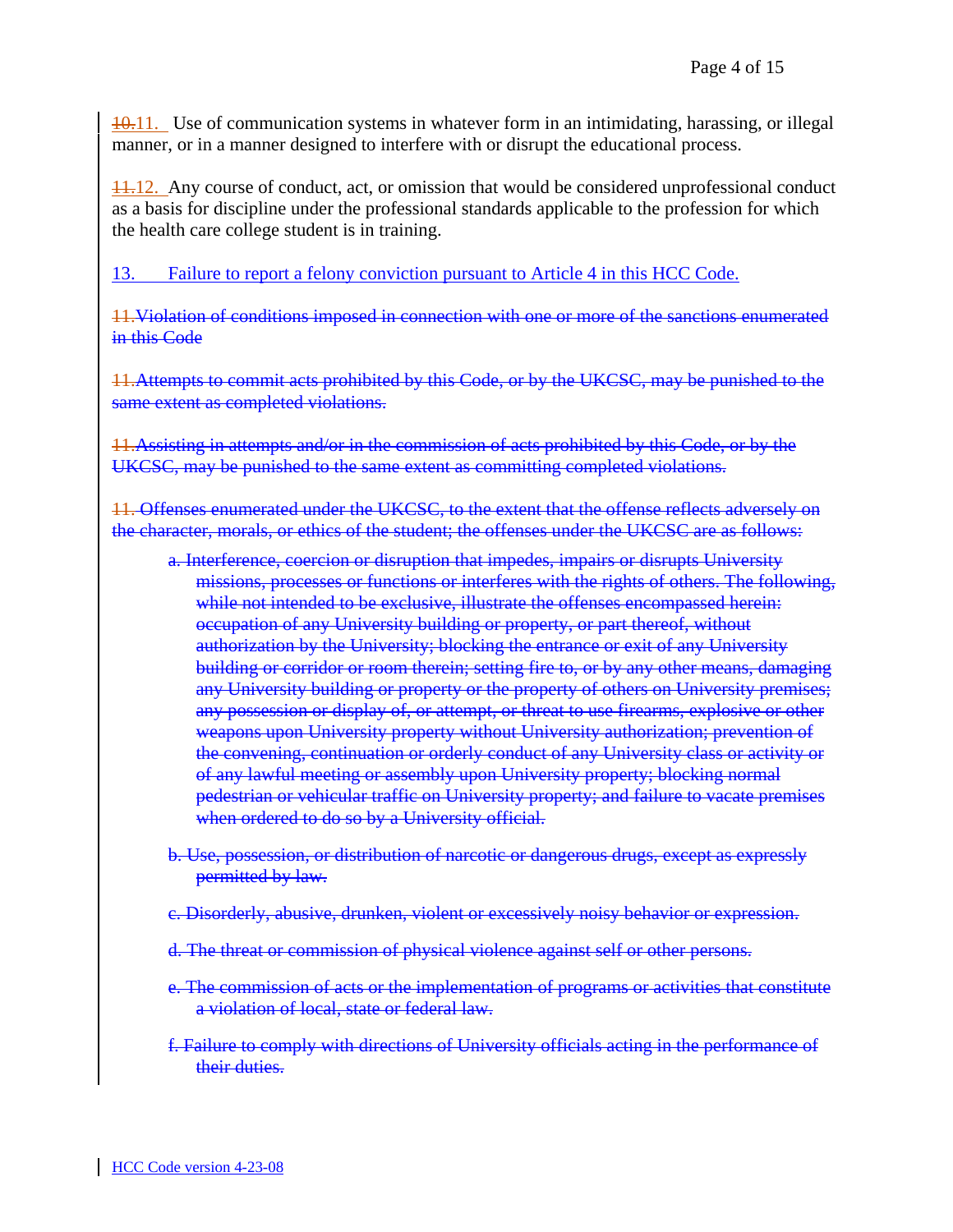~~10.~~11. Use of communication systems in whatever form in an intimidating, harassing, or illegal manner, or in a manner designed to interfere with or disrupt the educational process.

~~11.~~12. Any course of conduct, act, or omission that would be considered unprofessional conduct as a basis for discipline under the professional standards applicable to the profession for which the health care college student is in training.

13. Failure to report a felony conviction pursuant to Article 4 in this HCC Code.

~~11.Violation of conditions imposed in connection with one or more of the sanctions enumerated in this Code~~

~~11.Attempts to commit acts prohibited by this Code, or by the UKCSC, may be punished to the same extent as completed violations.~~

~~11.Assisting in attempts and/or in the commission of acts prohibited by this Code, or by the UKCSC, may be punished to the same extent as committing completed violations.~~

~~11. Offenses enumerated under the UKCSC, to the extent that the offense reflects adversely on the character, morals, or ethics of the student; the offenses under the UKCSC are as follows:~~

- ~~a. Interference, coercion or disruption that impedes, impairs or disrupts University missions, processes or functions or interferes with the rights of others. The following, while not intended to be exclusive, illustrate the offenses encompassed herein: occupation of any University building or property, or part thereof, without authorization by the University; blocking the entrance or exit of any University building or corridor or room therein; setting fire to, or by any other means, damaging any University building or property or the property of others on University premises; any possession or display of, or attempt, or threat to use firearms, explosive or other weapons upon University property without University authorization; prevention of the convening, continuation or orderly conduct of any University class or activity or of any lawful meeting or assembly upon University property; blocking normal pedestrian or vehicular traffic on University property; and failure to vacate premises when ordered to do so by a University official.~~

- ~~b. Use, possession, or distribution of narcotic or dangerous drugs, except as expressly permitted by law.~~

- ~~c. Disorderly, abusive, drunken, violent or excessively noisy behavior or expression.~~

- ~~d. The threat or commission of physical violence against self or other persons.~~

- ~~e. The commission of acts or the implementation of programs or activities that constitute a violation of local, state or federal law.~~

- ~~f. Failure to comply with directions of University officials acting in the performance of their duties.~~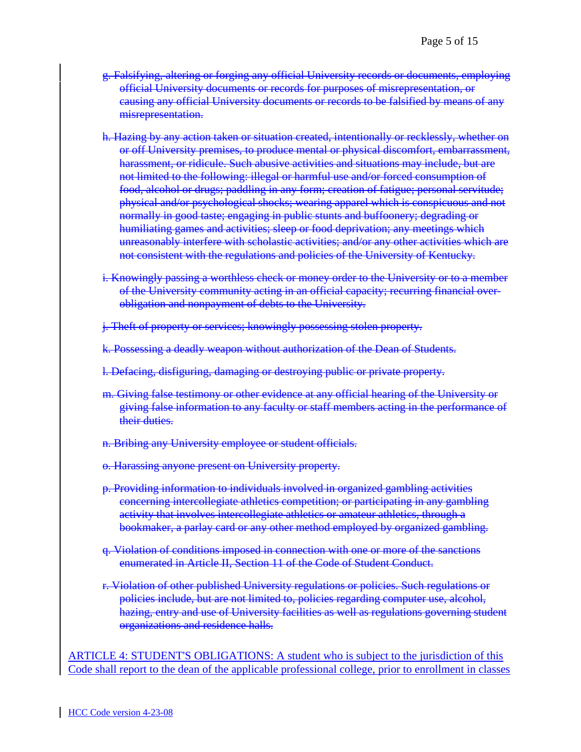~~g. Falsifying, altering or forging any official University records or documents, employing official University documents or records for purposes of misrepresentation, or causing any official University documents or records to be falsified by means of any misrepresentation.~~

~~h. Hazing by any action taken or situation created, intentionally or recklessly, whether on or off University premises, to produce mental or physical discomfort, embarrassment, harassment, or ridicule. Such abusive activities and situations may include, but are not limited to the following: illegal or harmful use and/or forced consumption of food, alcohol or drugs; paddling in any form; creation of fatigue; personal servitude; physical and/or psychological shocks; wearing apparel which is conspicuous and not normally in good taste; engaging in public stunts and buffoonery; degrading or humiliating games and activities; sleep or food deprivation; any meetings which unreasonably interfere with scholastic activities; and/or any other activities which are not consistent with the regulations and policies of the University of Kentucky.~~

~~i. Knowingly passing a worthless check or money order to the University or to a member of the University community acting in an official capacity; recurring financial over-obligation and nonpayment of debts to the University.~~

~~j. Theft of property or services; knowingly possessing stolen property.~~

~~k. Possessing a deadly weapon without authorization of the Dean of Students.~~

~~l. Defacing, disfiguring, damaging or destroying public or private property.~~

~~m. Giving false testimony or other evidence at any official hearing of the University or giving false information to any faculty or staff members acting in the performance of their duties.~~

~~n. Bribing any University employee or student officials.~~

~~o. Harassing anyone present on University property.~~

~~p. Providing information to individuals involved in organized gambling activities concerning intercollegiate athletics competition; or participating in any gambling activity that involves intercollegiate athletics or amateur athletics, through a bookmaker, a parlay card or any other method employed by organized gambling.~~

~~q. Violation of conditions imposed in connection with one or more of the sanctions enumerated in Article II, Section 11 of the Code of Student Conduct.~~

~~r. Violation of other published University regulations or policies. Such regulations or policies include, but are not limited to, policies regarding computer use, alcohol, hazing, entry and use of University facilities as well as regulations governing student organizations and residence halls.~~

<u>ARTICLE 4: STUDENT'S OBLIGATIONS: A student who is subject to the jurisdiction of this Code shall report to the dean of the applicable professional college, prior to enrollment in classes</u>

<u>HCC Code version 4-23-08</u>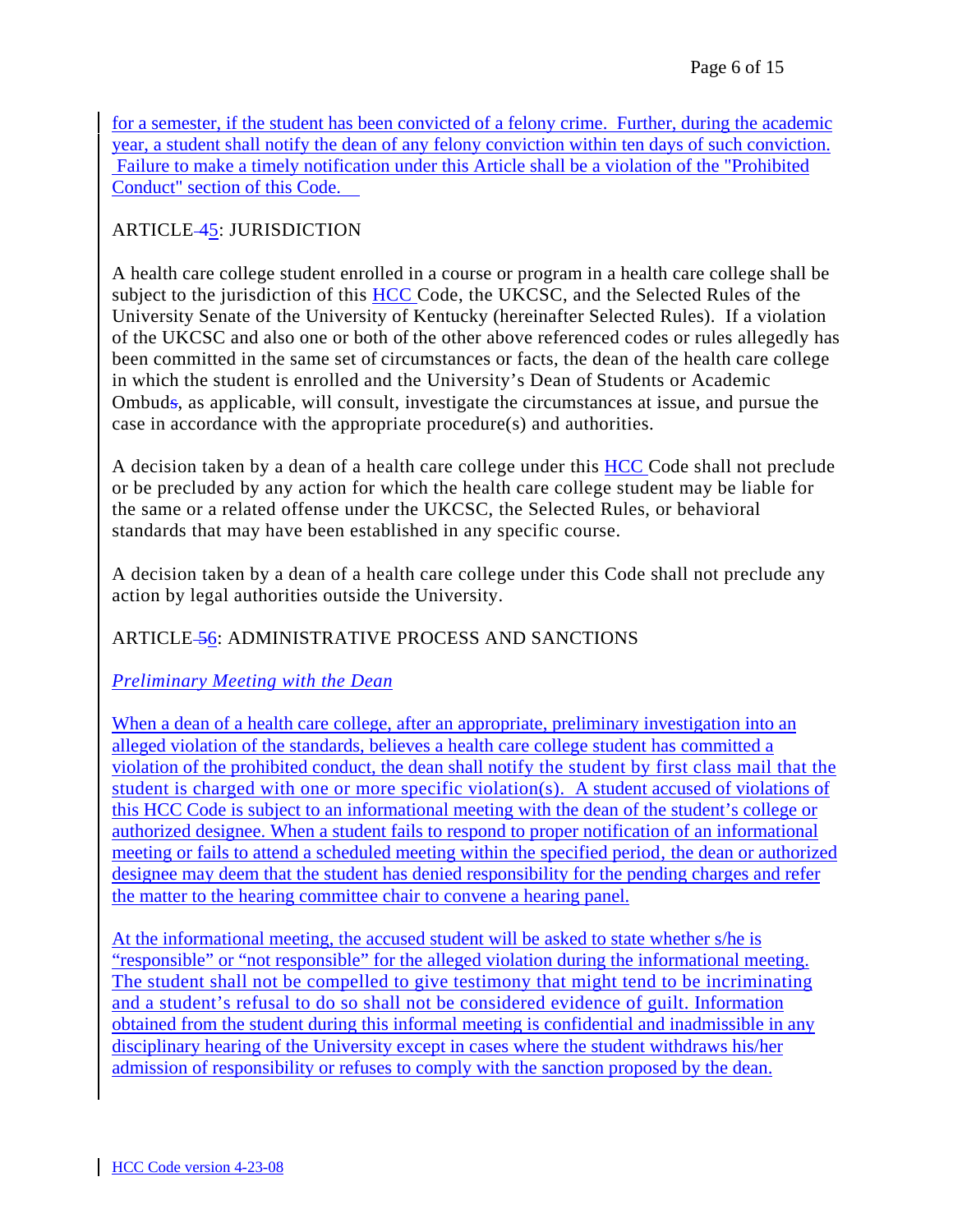for a semester, if the student has been convicted of a felony crime. Further, during the academic year, a student shall notify the dean of any felony conviction within ten days of such conviction. Failure to make a timely notification under this Article shall be a violation of the "Prohibited Conduct" section of this Code.

ARTICLE 45: JURISDICTION

A health care college student enrolled in a course or program in a health care college shall be subject to the jurisdiction of this HCC Code, the UKCSC, and the Selected Rules of the University Senate of the University of Kentucky (hereinafter Selected Rules). If a violation of the UKCSC and also one or both of the other above referenced codes or rules allegedly has been committed in the same set of circumstances or facts, the dean of the health care college in which the student is enrolled and the University's Dean of Students or Academic Ombuds, as applicable, will consult, investigate the circumstances at issue, and pursue the case in accordance with the appropriate procedure(s) and authorities.

A decision taken by a dean of a health care college under this HCC Code shall not preclude or be precluded by any action for which the health care college student may be liable for the same or a related offense under the UKCSC, the Selected Rules, or behavioral standards that may have been established in any specific course.

A decision taken by a dean of a health care college under this Code shall not preclude any action by legal authorities outside the University.

ARTICLE 56: ADMINISTRATIVE PROCESS AND SANCTIONS

*Preliminary Meeting with the Dean*

When a dean of a health care college, after an appropriate, preliminary investigation into an alleged violation of the standards, believes a health care college student has committed a violation of the prohibited conduct, the dean shall notify the student by first class mail that the student is charged with one or more specific violation(s). A student accused of violations of this HCC Code is subject to an informational meeting with the dean of the student's college or authorized designee. When a student fails to respond to proper notification of an informational meeting or fails to attend a scheduled meeting within the specified period, the dean or authorized designee may deem that the student has denied responsibility for the pending charges and refer the matter to the hearing committee chair to convene a hearing panel.

At the informational meeting, the accused student will be asked to state whether s/he is "responsible" or "not responsible" for the alleged violation during the informational meeting. The student shall not be compelled to give testimony that might tend to be incriminating and a student's refusal to do so shall not be considered evidence of guilt. Information obtained from the student during this informal meeting is confidential and inadmissible in any disciplinary hearing of the University except in cases where the student withdraws his/her admission of responsibility or refuses to comply with the sanction proposed by the dean.

HCC Code version 4-23-08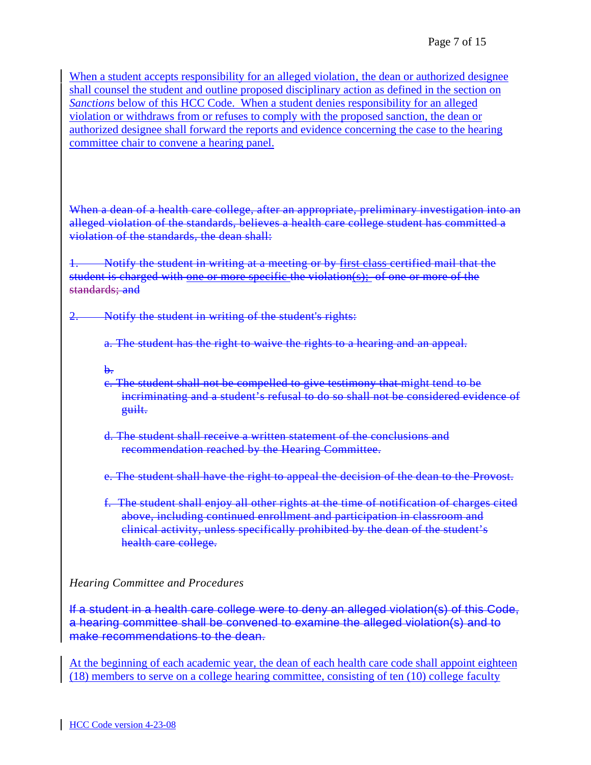When a student accepts responsibility for an alleged violation, the dean or authorized designee shall counsel the student and outline proposed disciplinary action as defined in the section on *Sanctions* below of this HCC Code. When a student denies responsibility for an alleged violation or withdraws from or refuses to comply with the proposed sanction, the dean or authorized designee shall forward the reports and evidence concerning the case to the hearing committee chair to convene a hearing panel.

~~When a dean of a health care college, after an appropriate, preliminary investigation into an alleged violation of the standards, believes a health care college student has committed a violation of the standards, the dean shall:~~

~~1. Notify the student in writing at a meeting or by first class certified mail that the student is charged with one or more specific the violation(s); of one or more of the standards; and~~

~~2. Notify the student in writing of the student's rights:~~

~~a. The student has the right to waive the rights to a hearing and an appeal.~~

~~b.~~

~~c. The student shall not be compelled to give testimony that might tend to be incriminating and a student's refusal to do so shall not be considered evidence of guilt.~~

~~d. The student shall receive a written statement of the conclusions and recommendation reached by the Hearing Committee.~~

~~e. The student shall have the right to appeal the decision of the dean to the Provost.~~

~~f. The student shall enjoy all other rights at the time of notification of charges cited above, including continued enrollment and participation in classroom and clinical activity, unless specifically prohibited by the dean of the student's health care college.~~

*Hearing Committee and Procedures*

~~If a student in a health care college were to deny an alleged violation(s) of this Code, a hearing committee shall be convened to examine the alleged violation(s) and to make recommendations to the dean.~~

At the beginning of each academic year, the dean of each health care code shall appoint eighteen (18) members to serve on a college hearing committee, consisting of ten (10) college faculty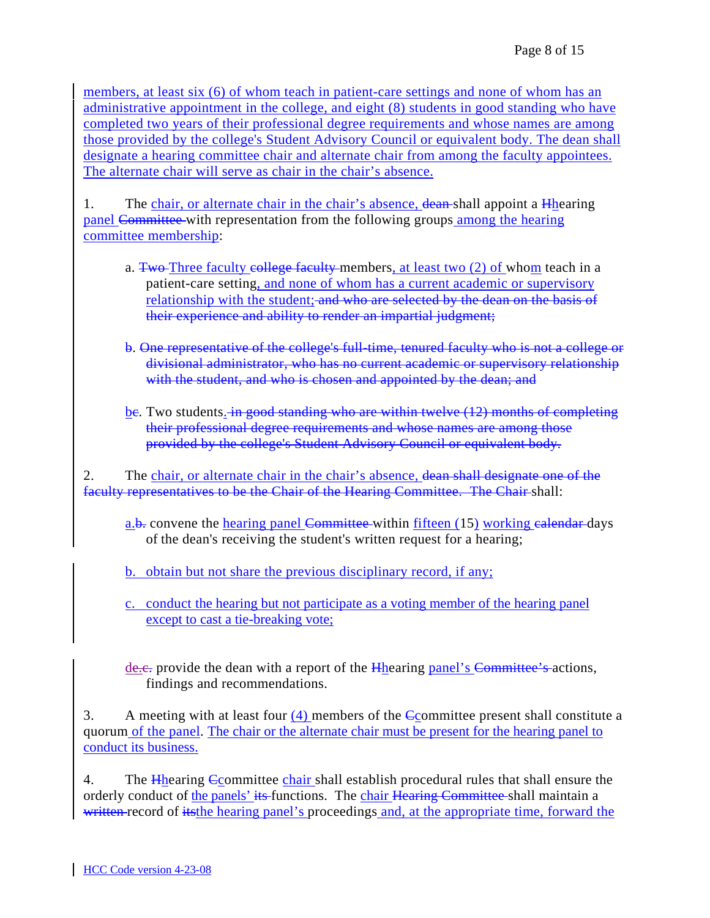members, at least six (6) of whom teach in patient-care settings and none of whom has an administrative appointment in the college, and eight (8) students in good standing who have completed two years of their professional degree requirements and whose names are among those provided by the college's Student Advisory Council or equivalent body. The dean shall designate a hearing committee chair and alternate chair from among the faculty appointees. The alternate chair will serve as chair in the chair's absence.

1. The chair, or alternate chair in the chair's absence, ~~dean~~ shall appoint a ~~H~~hearing panel ~~Committee~~ with representation from the following groups among the hearing committee membership:

   a. ~~Two~~ Three faculty ~~college faculty~~ members, at least two (2) of whom teach in a patient-care setting, and none of whom has a current academic or supervisory relationship with the student; ~~and who are selected by the dean on the basis of their experience and ability to render an impartial judgment;~~

   ~~b. One representative of the college's full-time, tenured faculty who is not a college or divisional administrator, who has no current academic or supervisory relationship with the student, and who is chosen and appointed by the dean; and~~

   b~~c~~. Two students. ~~in good standing who are within twelve (12) months of completing their professional degree requirements and whose names are among those provided by the college's Student Advisory Council or equivalent body.~~

2. The chair, or alternate chair in the chair's absence, ~~dean shall designate one of the faculty representatives to be the Chair of the Hearing Committee. The Chair~~ shall:

   a.~~b.~~ convene the hearing panel ~~Committee~~ within fifteen (15) working ~~calendar~~ days of the dean's receiving the student's written request for a hearing;

   b. obtain but not share the previous disciplinary record, if any;

   c. conduct the hearing but not participate as a voting member of the hearing panel except to cast a tie-breaking vote;

   d~~e~~.~~c.~~ provide the dean with a report of the ~~H~~hearing panel's ~~Committee's~~ actions, findings and recommendations.

3. A meeting with at least four (4) members of the ~~C~~committee present shall constitute a quorum of the panel. The chair or the alternate chair must be present for the hearing panel to conduct its business.

4. The ~~H~~hearing ~~C~~committee chair shall establish procedural rules that shall ensure the orderly conduct of the panels' ~~its~~ functions. The chair ~~Hearing Committee~~ shall maintain a ~~written~~ record of ~~its~~the hearing panel's proceedings and, at the appropriate time, forward the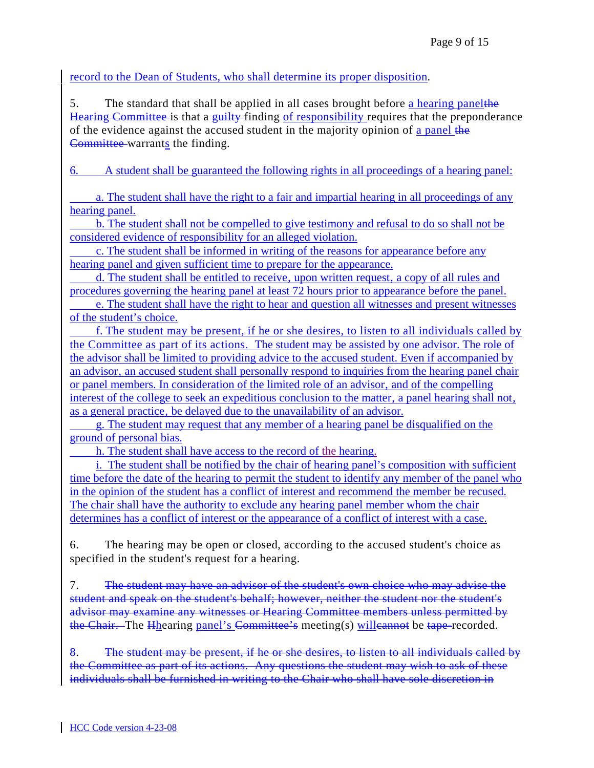record to the Dean of Students, who shall determine its proper disposition.

5. The standard that shall be applied in all cases brought before a hearing panel~~the Hearing Committee~~ is that a ~~guilty~~ finding of responsibility requires that the preponderance of the evidence against the accused student in the majority opinion of a panel ~~the Committee~~ warrants the finding.

6. A student shall be guaranteed the following rights in all proceedings of a hearing panel:

a. The student shall have the right to a fair and impartial hearing in all proceedings of any hearing panel.
b. The student shall not be compelled to give testimony and refusal to do so shall not be considered evidence of responsibility for an alleged violation.
c. The student shall be informed in writing of the reasons for appearance before any hearing panel and given sufficient time to prepare for the appearance.
d. The student shall be entitled to receive, upon written request, a copy of all rules and procedures governing the hearing panel at least 72 hours prior to appearance before the panel.
e. The student shall have the right to hear and question all witnesses and present witnesses of the student's choice.
f. The student may be present, if he or she desires, to listen to all individuals called by the Committee as part of its actions. The student may be assisted by one advisor. The role of the advisor shall be limited to providing advice to the accused student. Even if accompanied by an advisor, an accused student shall personally respond to inquiries from the hearing panel chair or panel members. In consideration of the limited role of an advisor, and of the compelling interest of the college to seek an expeditious conclusion to the matter, a panel hearing shall not, as a general practice, be delayed due to the unavailability of an advisor.
g. The student may request that any member of a hearing panel be disqualified on the ground of personal bias.
h. The student shall have access to the record of the hearing.
i. The student shall be notified by the chair of hearing panel's composition with sufficient time before the date of the hearing to permit the student to identify any member of the panel who in the opinion of the student has a conflict of interest and recommend the member be recused. The chair shall have the authority to exclude any hearing panel member whom the chair determines has a conflict of interest or the appearance of a conflict of interest with a case.

6. The hearing may be open or closed, according to the accused student's choice as specified in the student's request for a hearing.

7. ~~The student may have an advisor of the student's own choice who may advise the student and speak on the student's behalf; however, neither the student nor the student's advisor may examine any witnesses or Hearing Committee members unless permitted by the Chair.~~ The ~~H~~hearing panel's ~~Committee's~~ meeting(s) will~~cannot~~ be ~~tape-~~recorded.

~~8. The student may be present, if he or she desires, to listen to all individuals called by the Committee as part of its actions. Any questions the student may wish to ask of these individuals shall be furnished in writing to the Chair who shall have sole discretion in~~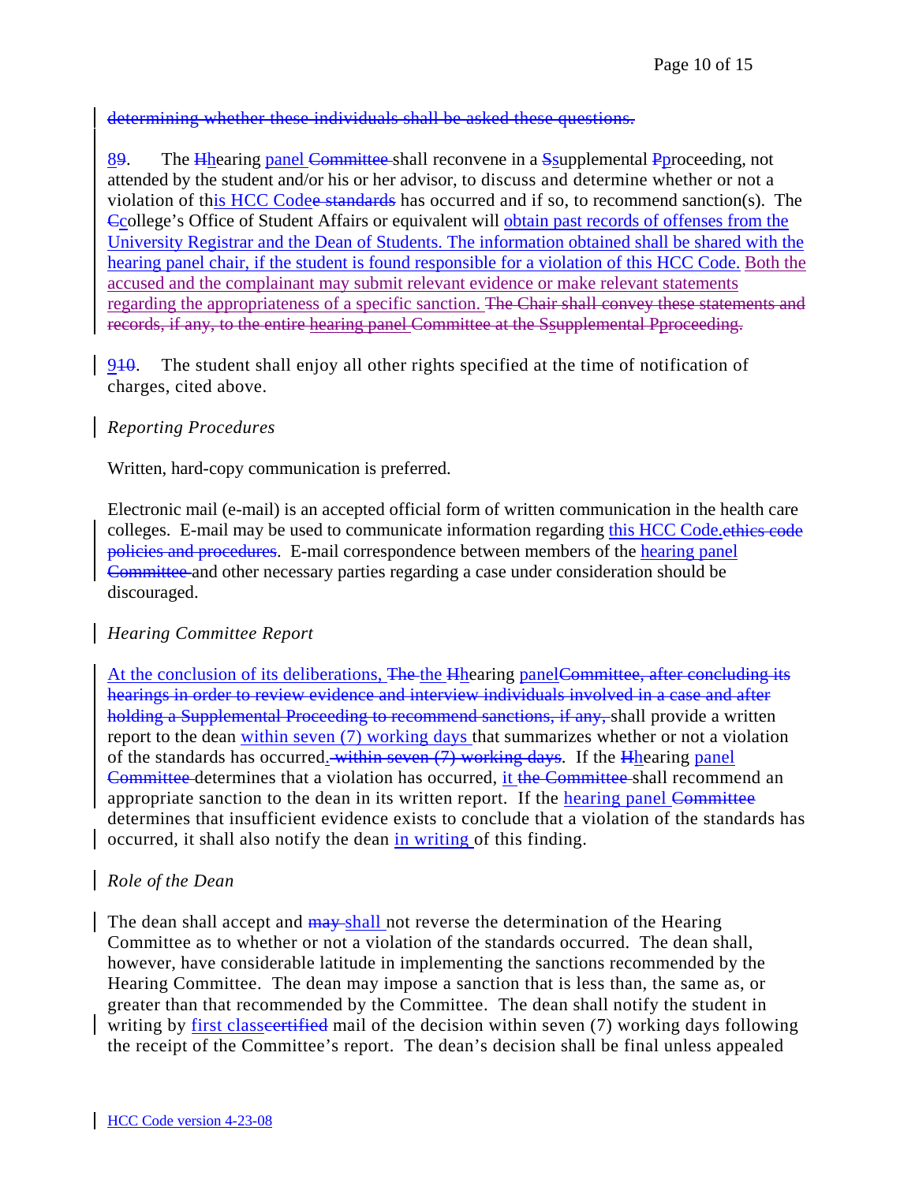~~determining whether these individuals shall be asked these questions.~~

8~~9~~. The ~~H~~hearing panel ~~Committee~~ shall reconvene in a ~~S~~supplemental ~~P~~proceeding, not attended by the student and/or his or her advisor, to discuss and determine whether or not a violation of this HCC Code~~e standards~~ has occurred and if so, to recommend sanction(s). The ~~C~~college's Office of Student Affairs or equivalent will obtain past records of offenses from the University Registrar and the Dean of Students. The information obtained shall be shared with the hearing panel chair, if the student is found responsible for a violation of this HCC Code. Both the accused and the complainant may submit relevant evidence or make relevant statements regarding the appropriateness of a specific sanction. ~~The Chair shall convey these statements and records, if any, to the entire~~ hearing panel ~~Committee at the S~~s~~upplemental P~~p~~roceeding.~~

9~~10~~. The student shall enjoy all other rights specified at the time of notification of charges, cited above.

*Reporting Procedures*

Written, hard-copy communication is preferred.

Electronic mail (e-mail) is an accepted official form of written communication in the health care colleges. E-mail may be used to communicate information regarding this HCC Code.~~ethics code policies and procedures~~. E-mail correspondence between members of the hearing panel ~~Committee~~ and other necessary parties regarding a case under consideration should be discouraged.

*Hearing Committee Report*

At the conclusion of its deliberations, ~~The~~ the ~~H~~hearing panel~~Committee, after concluding its hearings in order to review evidence and interview individuals involved in a case and after holding a Supplemental Proceeding to recommend sanctions, if any,~~ shall provide a written report to the dean within seven (7) working days that summarizes whether or not a violation of the standards has occurred. ~~within seven (7) working days~~. If the ~~H~~hearing panel ~~Committee~~ determines that a violation has occurred, it ~~the Committee~~ shall recommend an appropriate sanction to the dean in its written report. If the hearing panel ~~Committee~~ determines that insufficient evidence exists to conclude that a violation of the standards has occurred, it shall also notify the dean in writing of this finding.

*Role of the Dean*

The dean shall accept and ~~may~~ shall not reverse the determination of the Hearing Committee as to whether or not a violation of the standards occurred. The dean shall, however, have considerable latitude in implementing the sanctions recommended by the Hearing Committee. The dean may impose a sanction that is less than, the same as, or greater than that recommended by the Committee. The dean shall notify the student in writing by first class~~certified~~ mail of the decision within seven (7) working days following the receipt of the Committee's report. The dean's decision shall be final unless appealed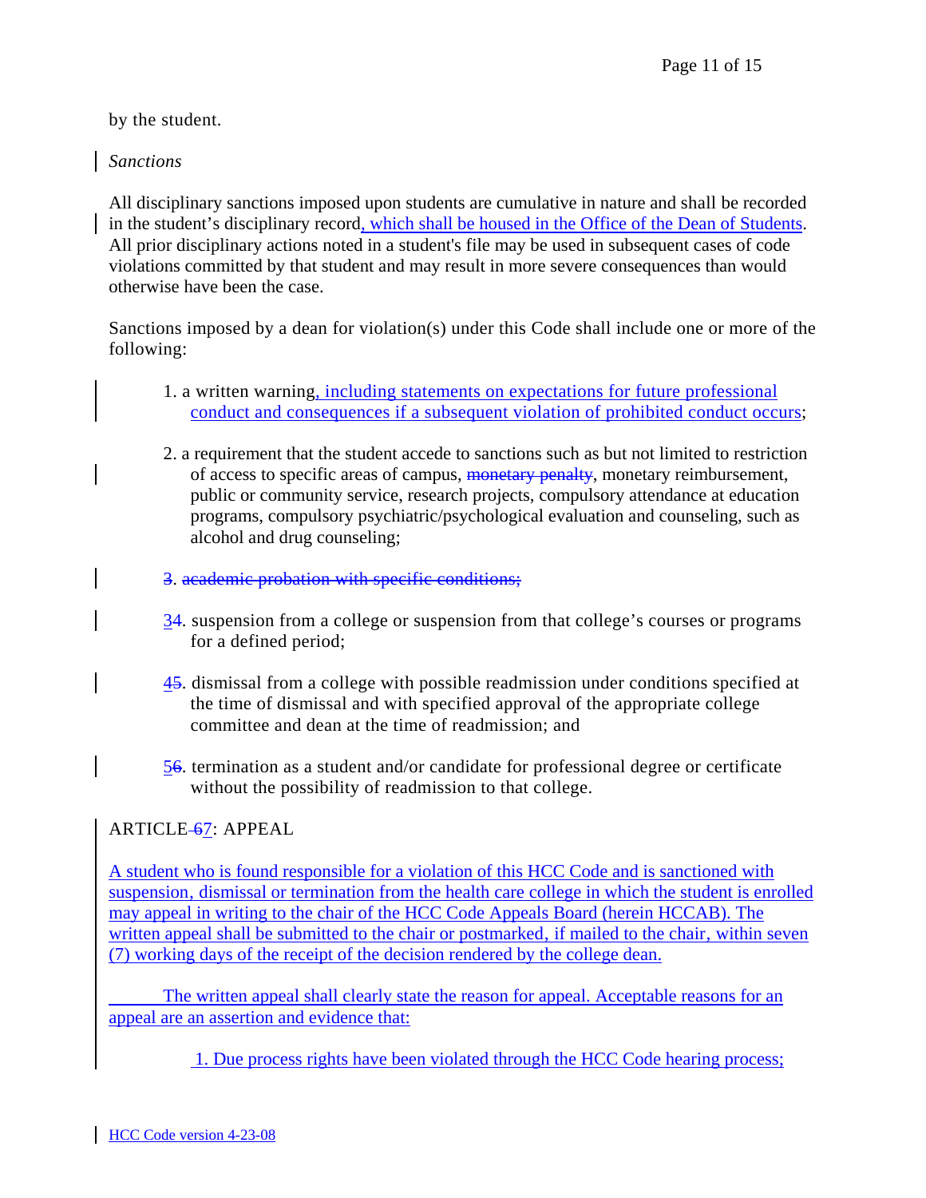by the student.

*Sanctions*

All disciplinary sanctions imposed upon students are cumulative in nature and shall be recorded in the student's disciplinary record, which shall be housed in the Office of the Dean of Students. All prior disciplinary actions noted in a student's file may be used in subsequent cases of code violations committed by that student and may result in more severe consequences than would otherwise have been the case.

Sanctions imposed by a dean for violation(s) under this Code shall include one or more of the following:

1. a written warning, including statements on expectations for future professional conduct and consequences if a subsequent violation of prohibited conduct occurs;

2. a requirement that the student accede to sanctions such as but not limited to restriction of access to specific areas of campus, ~~monetary penalty~~, monetary reimbursement, public or community service, research projects, compulsory attendance at education programs, compulsory psychiatric/psychological evaluation and counseling, such as alcohol and drug counseling;

~~3. academic probation with specific conditions;~~

3~~4~~. suspension from a college or suspension from that college's courses or programs for a defined period;

4~~5~~. dismissal from a college with possible readmission under conditions specified at the time of dismissal and with specified approval of the appropriate college committee and dean at the time of readmission; and

5~~6~~. termination as a student and/or candidate for professional degree or certificate without the possibility of readmission to that college.

ARTICLE ~~6~~7: APPEAL

A student who is found responsible for a violation of this HCC Code and is sanctioned with suspension, dismissal or termination from the health care college in which the student is enrolled may appeal in writing to the chair of the HCC Code Appeals Board (herein HCCAB). The written appeal shall be submitted to the chair or postmarked, if mailed to the chair, within seven (7) working days of the receipt of the decision rendered by the college dean.

The written appeal shall clearly state the reason for appeal. Acceptable reasons for an appeal are an assertion and evidence that:

1. Due process rights have been violated through the HCC Code hearing process;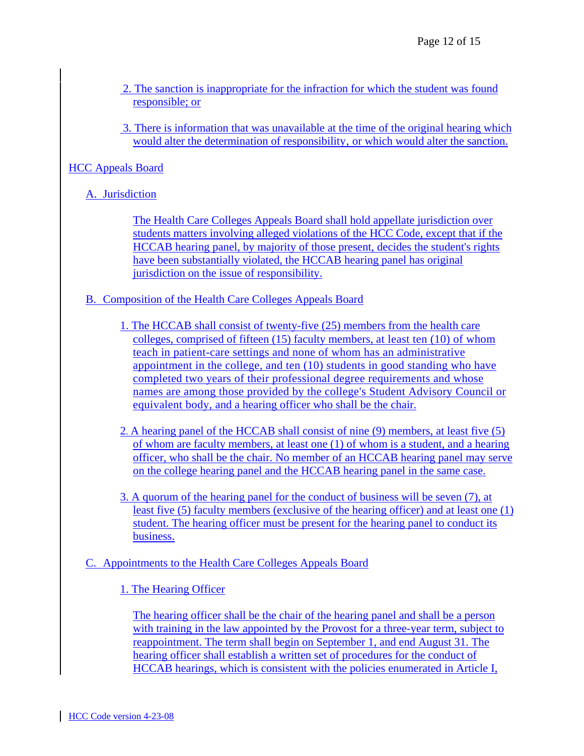2. The sanction is inappropriate for the infraction for which the student was found responsible; or

3. There is information that was unavailable at the time of the original hearing which would alter the determination of responsibility, or which would alter the sanction.

## HCC Appeals Board

### A. Jurisdiction

The Health Care Colleges Appeals Board shall hold appellate jurisdiction over students matters involving alleged violations of the HCC Code, except that if the HCCAB hearing panel, by majority of those present, decides the student's rights have been substantially violated, the HCCAB hearing panel has original jurisdiction on the issue of responsibility.

### B. Composition of the Health Care Colleges Appeals Board

1. The HCCAB shall consist of twenty-five (25) members from the health care colleges, comprised of fifteen (15) faculty members, at least ten (10) of whom teach in patient-care settings and none of whom has an administrative appointment in the college, and ten (10) students in good standing who have completed two years of their professional degree requirements and whose names are among those provided by the college's Student Advisory Council or equivalent body, and a hearing officer who shall be the chair.

2. A hearing panel of the HCCAB shall consist of nine (9) members, at least five (5) of whom are faculty members, at least one (1) of whom is a student, and a hearing officer, who shall be the chair. No member of an HCCAB hearing panel may serve on the college hearing panel and the HCCAB hearing panel in the same case.

3. A quorum of the hearing panel for the conduct of business will be seven (7), at least five (5) faculty members (exclusive of the hearing officer) and at least one (1) student. The hearing officer must be present for the hearing panel to conduct its business.

### C. Appointments to the Health Care Colleges Appeals Board

1. The Hearing Officer

The hearing officer shall be the chair of the hearing panel and shall be a person with training in the law appointed by the Provost for a three-year term, subject to reappointment. The term shall begin on September 1, and end August 31. The hearing officer shall establish a written set of procedures for the conduct of HCCAB hearings, which is consistent with the policies enumerated in Article I,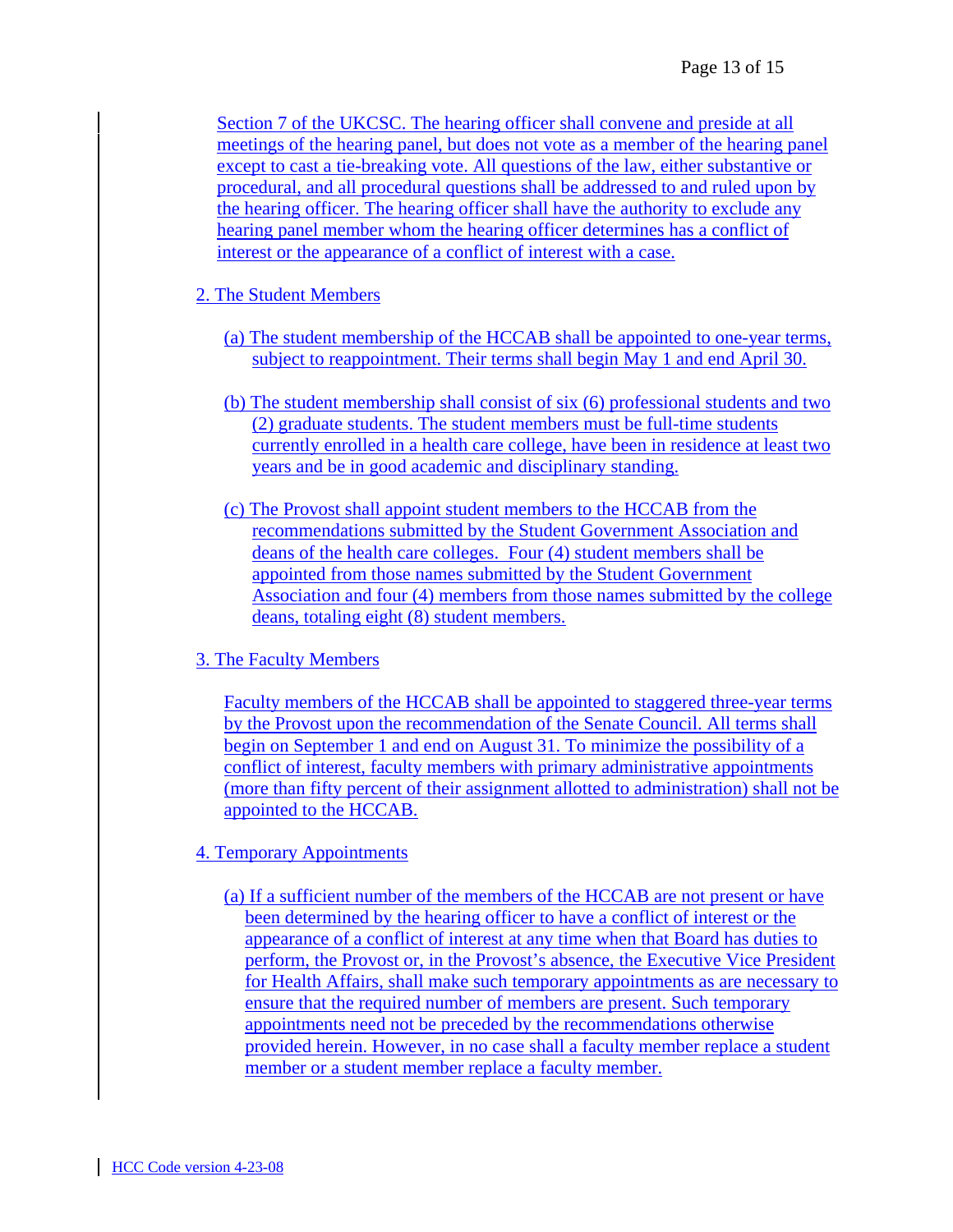Section 7 of the UKCSC. The hearing officer shall convene and preside at all meetings of the hearing panel, but does not vote as a member of the hearing panel except to cast a tie-breaking vote. All questions of the law, either substantive or procedural, and all procedural questions shall be addressed to and ruled upon by the hearing officer. The hearing officer shall have the authority to exclude any hearing panel member whom the hearing officer determines has a conflict of interest or the appearance of a conflict of interest with a case.

2. The Student Members

(a) The student membership of the HCCAB shall be appointed to one-year terms, subject to reappointment. Their terms shall begin May 1 and end April 30.

(b) The student membership shall consist of six (6) professional students and two (2) graduate students. The student members must be full-time students currently enrolled in a health care college, have been in residence at least two years and be in good academic and disciplinary standing.

(c) The Provost shall appoint student members to the HCCAB from the recommendations submitted by the Student Government Association and deans of the health care colleges. Four (4) student members shall be appointed from those names submitted by the Student Government Association and four (4) members from those names submitted by the college deans, totaling eight (8) student members.

3. The Faculty Members

Faculty members of the HCCAB shall be appointed to staggered three-year terms by the Provost upon the recommendation of the Senate Council. All terms shall begin on September 1 and end on August 31. To minimize the possibility of a conflict of interest, faculty members with primary administrative appointments (more than fifty percent of their assignment allotted to administration) shall not be appointed to the HCCAB.

4. Temporary Appointments

(a) If a sufficient number of the members of the HCCAB are not present or have been determined by the hearing officer to have a conflict of interest or the appearance of a conflict of interest at any time when that Board has duties to perform, the Provost or, in the Provost's absence, the Executive Vice President for Health Affairs, shall make such temporary appointments as are necessary to ensure that the required number of members are present. Such temporary appointments need not be preceded by the recommendations otherwise provided herein. However, in no case shall a faculty member replace a student member or a student member replace a faculty member.

HCC Code version 4-23-08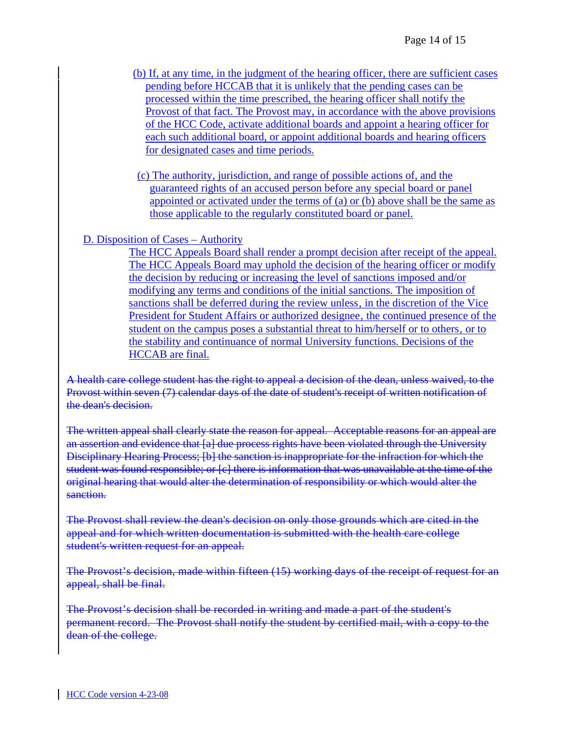(b) If, at any time, in the judgment of the hearing officer, there are sufficient cases pending before HCCAB that it is unlikely that the pending cases can be processed within the time prescribed, the hearing officer shall notify the Provost of that fact. The Provost may, in accordance with the above provisions of the HCC Code, activate additional boards and appoint a hearing officer for each such additional board, or appoint additional boards and hearing officers for designated cases and time periods.

(c) The authority, jurisdiction, and range of possible actions of, and the guaranteed rights of an accused person before any special board or panel appointed or activated under the terms of (a) or (b) above shall be the same as those applicable to the regularly constituted board or panel.

D. Disposition of Cases – Authority

The HCC Appeals Board shall render a prompt decision after receipt of the appeal. The HCC Appeals Board may uphold the decision of the hearing officer or modify the decision by reducing or increasing the level of sanctions imposed and/or modifying any terms and conditions of the initial sanctions. The imposition of sanctions shall be deferred during the review unless, in the discretion of the Vice President for Student Affairs or authorized designee, the continued presence of the student on the campus poses a substantial threat to him/herself or to others, or to the stability and continuance of normal University functions. Decisions of the HCCAB are final.

~~A health care college student has the right to appeal a decision of the dean, unless waived, to the Provost within seven (7) calendar days of the date of student's receipt of written notification of the dean's decision.~~

~~The written appeal shall clearly state the reason for appeal. Acceptable reasons for an appeal are an assertion and evidence that [a] due process rights have been violated through the University Disciplinary Hearing Process; [b] the sanction is inappropriate for the infraction for which the student was found responsible; or [c] there is information that was unavailable at the time of the original hearing that would alter the determination of responsibility or which would alter the sanction.~~

~~The Provost shall review the dean's decision on only those grounds which are cited in the appeal and for which written documentation is submitted with the health care college student's written request for an appeal.~~

~~The Provost's decision, made within fifteen (15) working days of the receipt of request for an appeal, shall be final.~~

~~The Provost's decision shall be recorded in writing and made a part of the student's permanent record. The Provost shall notify the student by certified mail, with a copy to the dean of the college.~~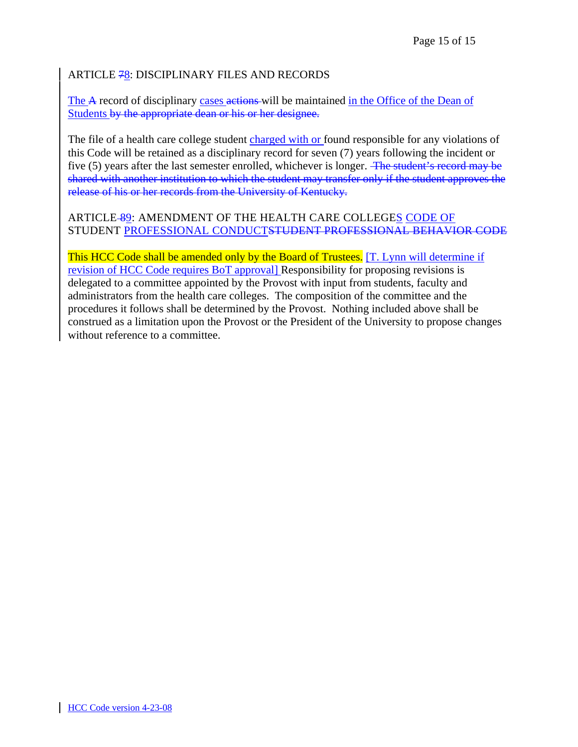ARTICLE ~~7~~8: DISCIPLINARY FILES AND RECORDS

The ~~A~~ record of disciplinary cases ~~actions~~ will be maintained in the Office of the Dean of Students ~~by the appropriate dean or his or her designee.~~

The file of a health care college student charged with or found responsible for any violations of this Code will be retained as a disciplinary record for seven (7) years following the incident or five (5) years after the last semester enrolled, whichever is longer. ~~The student's record may be shared with another institution to which the student may transfer only if the student approves the release of his or her records from the University of Kentucky.~~

ARTICLE ~~8~~9: AMENDMENT OF THE HEALTH CARE COLLEGES CODE OF STUDENT PROFESSIONAL CONDUCT~~STUDENT PROFESSIONAL BEHAVIOR CODE~~

This HCC Code shall be amended only by the Board of Trustees. [T. Lynn will determine if revision of HCC Code requires BoT approval] Responsibility for proposing revisions is delegated to a committee appointed by the Provost with input from students, faculty and administrators from the health care colleges. The composition of the committee and the procedures it follows shall be determined by the Provost. Nothing included above shall be construed as a limitation upon the Provost or the President of the University to propose changes without reference to a committee.